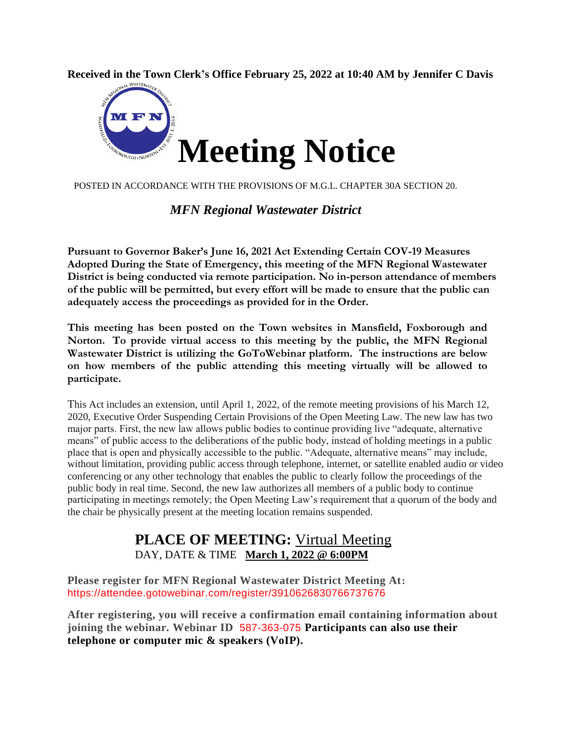**Received in the Town Clerk's Office February 25, 2022 at 10:40 AM by Jennifer C Davis**

# Meeting Notice

POSTED IN ACCORDANCE WITH THE PROVISIONS OF M.G.L. CHAPTER 30A SECTION 20.

***MFN Regional Wastewater District***

**Pursuant to Governor Baker's June 16, 2021 Act Extending Certain COV-19 Measures Adopted During the State of Emergency, this meeting of the MFN Regional Wastewater District is being conducted via remote participation. No in-person attendance of members of the public will be permitted, but every effort will be made to ensure that the public can adequately access the proceedings as provided for in the Order.**

**This meeting has been posted on the Town websites in Mansfield, Foxborough and Norton. To provide virtual access to this meeting by the public, the MFN Regional Wastewater District is utilizing the GoToWebinar platform. The instructions are below on how members of the public attending this meeting virtually will be allowed to participate.**

This Act includes an extension, until April 1, 2022, of the remote meeting provisions of his March 12, 2020, Executive Order Suspending Certain Provisions of the Open Meeting Law. The new law has two major parts. First, the new law allows public bodies to continue providing live "adequate, alternative means" of public access to the deliberations of the public body, instead of holding meetings in a public place that is open and physically accessible to the public. "Adequate, alternative means" may include, without limitation, providing public access through telephone, internet, or satellite enabled audio or video conferencing or any other technology that enables the public to clearly follow the proceedings of the public body in real time. Second, the new law authorizes all members of a public body to continue participating in meetings remotely; the Open Meeting Law's requirement that a quorum of the body and the chair be physically present at the meeting location remains suspended.

## PLACE OF MEETING: Virtual Meeting

DAY, DATE & TIME **March 1, 2022 @ 6:00PM**

**Please register for MFN Regional Wastewater District Meeting At:**
https://attendee.gotowebinar.com/register/3910626830766737676

**After registering, you will receive a confirmation email containing information about joining the webinar. Webinar ID** 587-363-075 **Participants can also use their telephone or computer mic & speakers (VoIP).**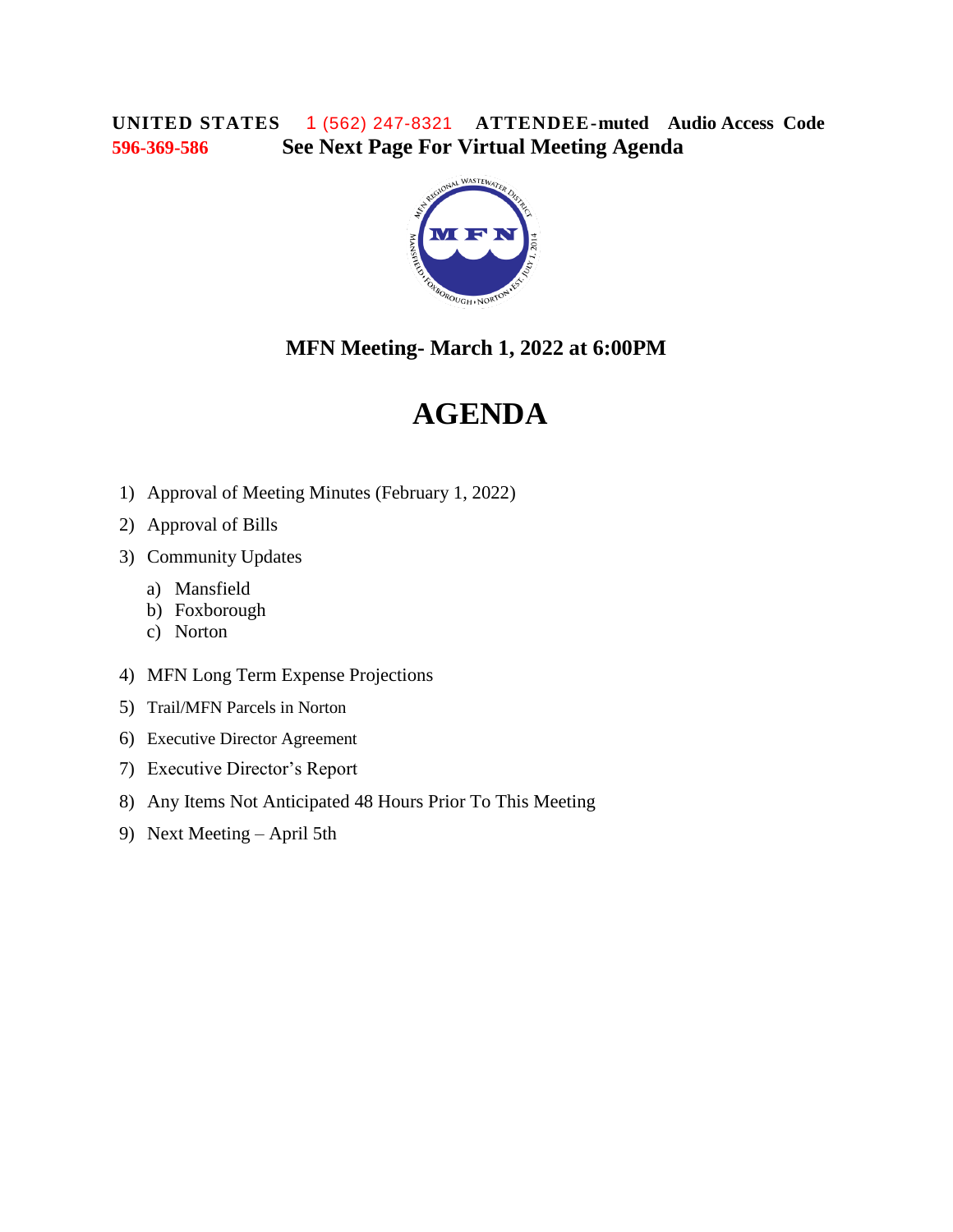**UNITED STATES** 1 (562) 247-8321 **ATTENDEE-muted Audio Access Code 596-369-586** **See Next Page For Virtual Meeting Agenda**

**MFN Meeting- March 1, 2022 at 6:00PM**

# AGENDA

1) Approval of Meeting Minutes (February 1, 2022)
2) Approval of Bills
3) Community Updates
   a) Mansfield
   b) Foxborough
   c) Norton
4) MFN Long Term Expense Projections
5) Trail/MFN Parcels in Norton
6) Executive Director Agreement
7) Executive Director's Report
8) Any Items Not Anticipated 48 Hours Prior To This Meeting
9) Next Meeting – April 5th